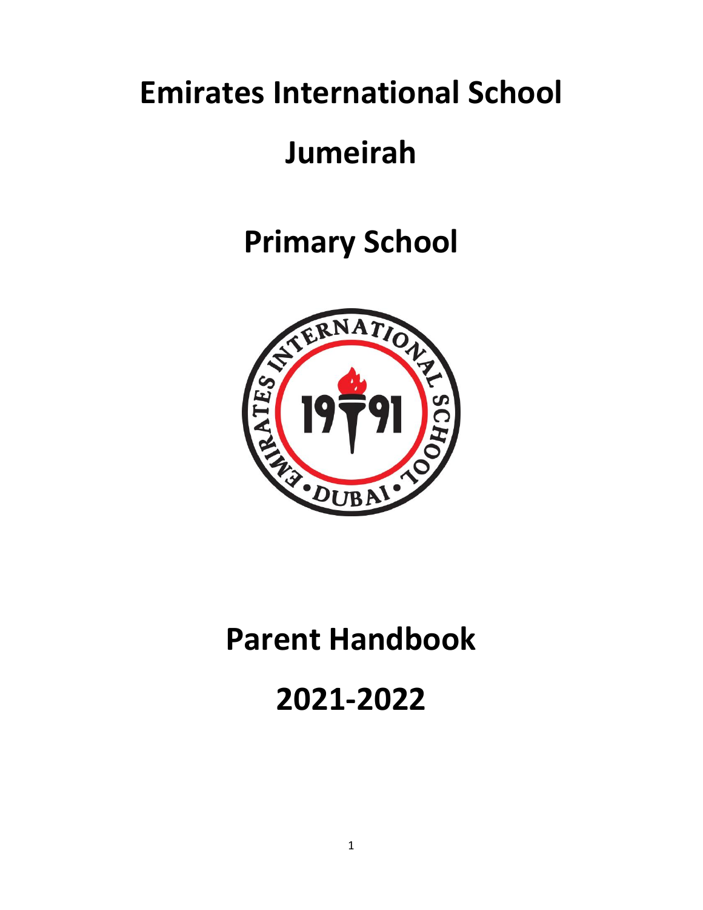# Emirates International School

# Jumeirah

# Primary School

# Parent Handbook

# 2021-2022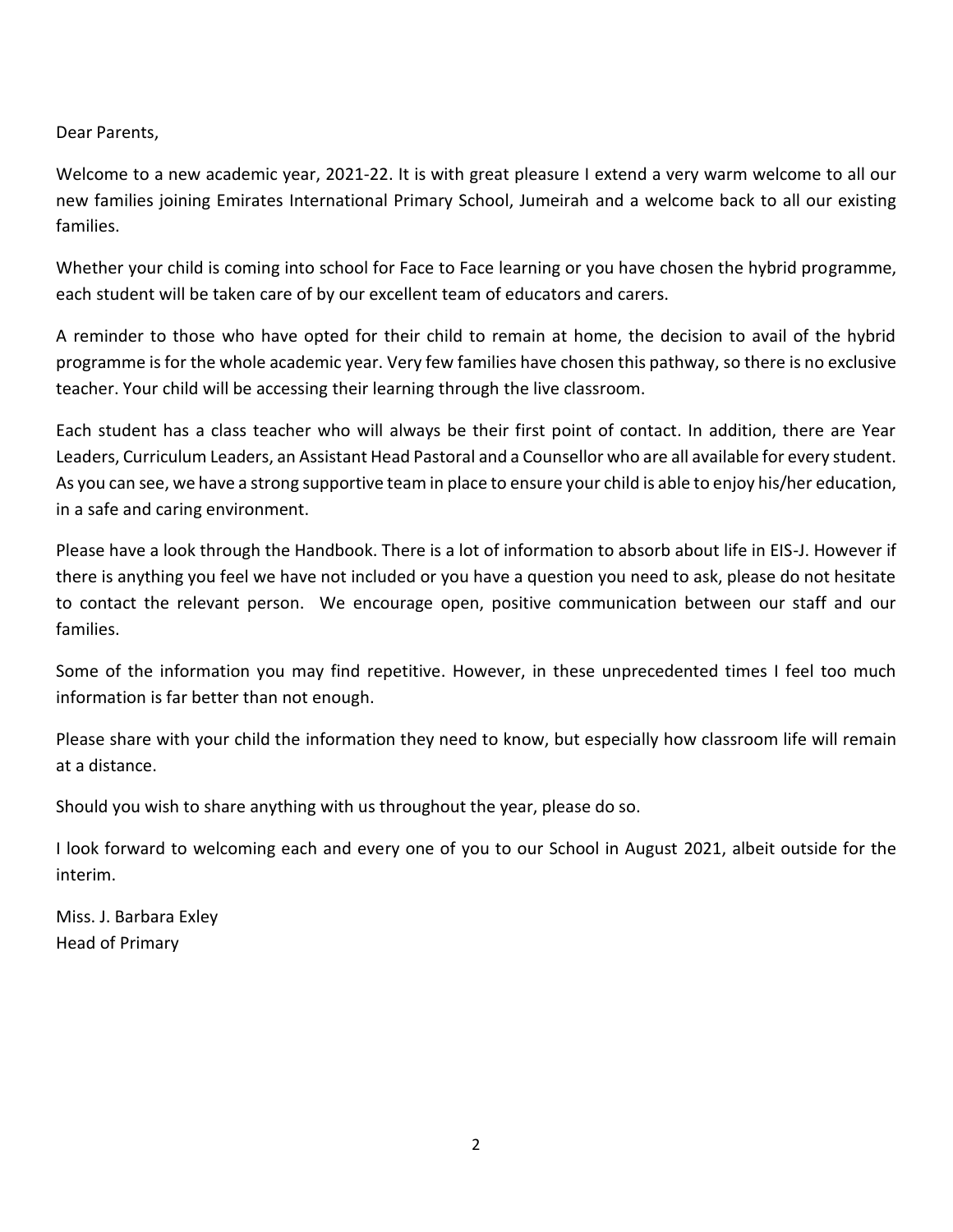Dear Parents,

Welcome to a new academic year, 2021-22. It is with great pleasure I extend a very warm welcome to all our new families joining Emirates International Primary School, Jumeirah and a welcome back to all our existing families.

Whether your child is coming into school for Face to Face learning or you have chosen the hybrid programme, each student will be taken care of by our excellent team of educators and carers.

A reminder to those who have opted for their child to remain at home, the decision to avail of the hybrid programme is for the whole academic year. Very few families have chosen this pathway, so there is no exclusive teacher. Your child will be accessing their learning through the live classroom.

Each student has a class teacher who will always be their first point of contact. In addition, there are Year Leaders, Curriculum Leaders, an Assistant Head Pastoral and a Counsellor who are all available for every student. As you can see, we have a strong supportive team in place to ensure your child is able to enjoy his/her education, in a safe and caring environment.

Please have a look through the Handbook. There is a lot of information to absorb about life in EIS-J. However if there is anything you feel we have not included or you have a question you need to ask, please do not hesitate to contact the relevant person. We encourage open, positive communication between our staff and our families.

Some of the information you may find repetitive. However, in these unprecedented times I feel too much information is far better than not enough.

Please share with your child the information they need to know, but especially how classroom life will remain at a distance.

Should you wish to share anything with us throughout the year, please do so.

I look forward to welcoming each and every one of you to our School in August 2021, albeit outside for the interim.

Miss. J. Barbara Exley
Head of Primary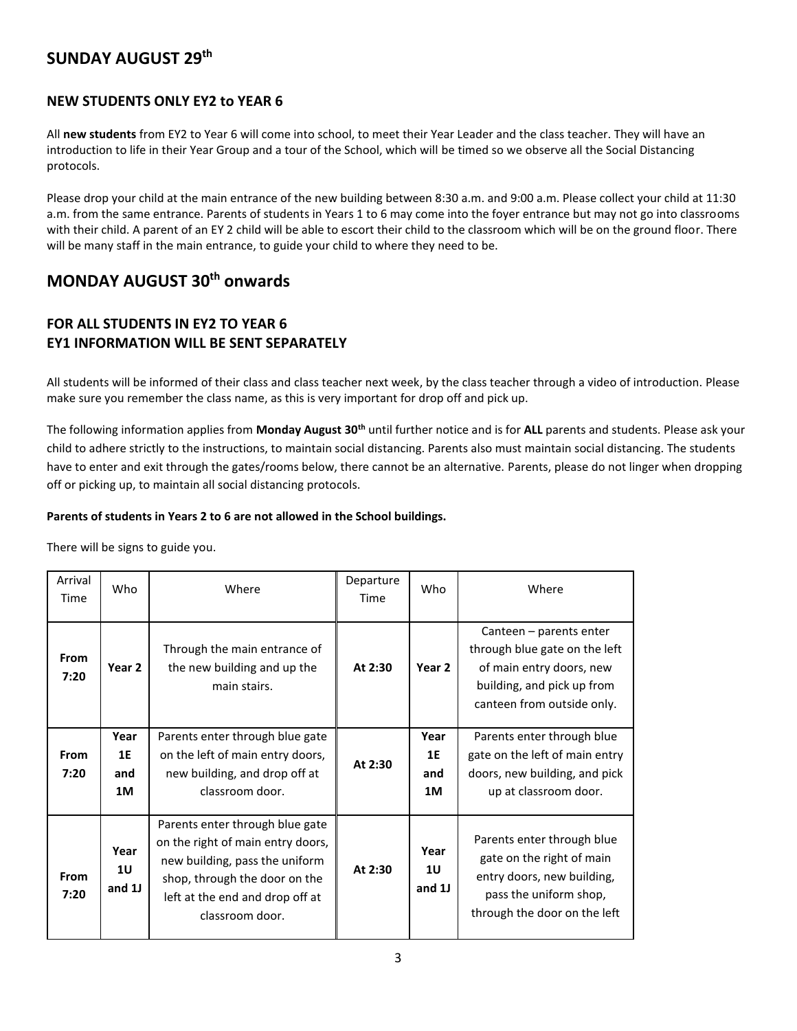# SUNDAY AUGUST 29th

### NEW STUDENTS ONLY EY2 to YEAR 6

All **new students** from EY2 to Year 6 will come into school, to meet their Year Leader and the class teacher. They will have an introduction to life in their Year Group and a tour of the School, which will be timed so we observe all the Social Distancing protocols.

Please drop your child at the main entrance of the new building between 8:30 a.m. and 9:00 a.m. Please collect your child at 11:30 a.m. from the same entrance. Parents of students in Years 1 to 6 may come into the foyer entrance but may not go into classrooms with their child. A parent of an EY 2 child will be able to escort their child to the classroom which will be on the ground floor. There will be many staff in the main entrance, to guide your child to where they need to be.

# MONDAY AUGUST 30th onwards

### FOR ALL STUDENTS IN EY2 TO YEAR 6
### EY1 INFORMATION WILL BE SENT SEPARATELY

All students will be informed of their class and class teacher next week, by the class teacher through a video of introduction. Please make sure you remember the class name, as this is very important for drop off and pick up.

The following information applies from **Monday August 30th** until further notice and is for **ALL** parents and students. Please ask your child to adhere strictly to the instructions, to maintain social distancing. Parents also must maintain social distancing. The students have to enter and exit through the gates/rooms below, there cannot be an alternative. Parents, please do not linger when dropping off or picking up, to maintain all social distancing protocols.

**Parents of students in Years 2 to 6 are not allowed in the School buildings.**

There will be signs to guide you.

| Arrival Time | Who | Where | Departure Time | Who | Where |
|---|---|---|---|---|---|
| **From 7:20** | **Year 2** | Through the main entrance of the new building and up the main stairs. | **At 2:30** | **Year 2** | Canteen – parents enter through blue gate on the left of main entry doors, new building, and pick up from canteen from outside only. |
| **From 7:20** | **Year 1E and 1M** | Parents enter through blue gate on the left of main entry doors, new building, and drop off at classroom door. | **At 2:30** | **Year 1E and 1M** | Parents enter through blue gate on the left of main entry doors, new building, and pick up at classroom door. |
| **From 7:20** | **Year 1U and 1J** | Parents enter through blue gate on the right of main entry doors, new building, pass the uniform shop, through the door on the left at the end and drop off at classroom door. | **At 2:30** | **Year 1U and 1J** | Parents enter through blue gate on the right of main entry doors, new building, pass the uniform shop, through the door on the left |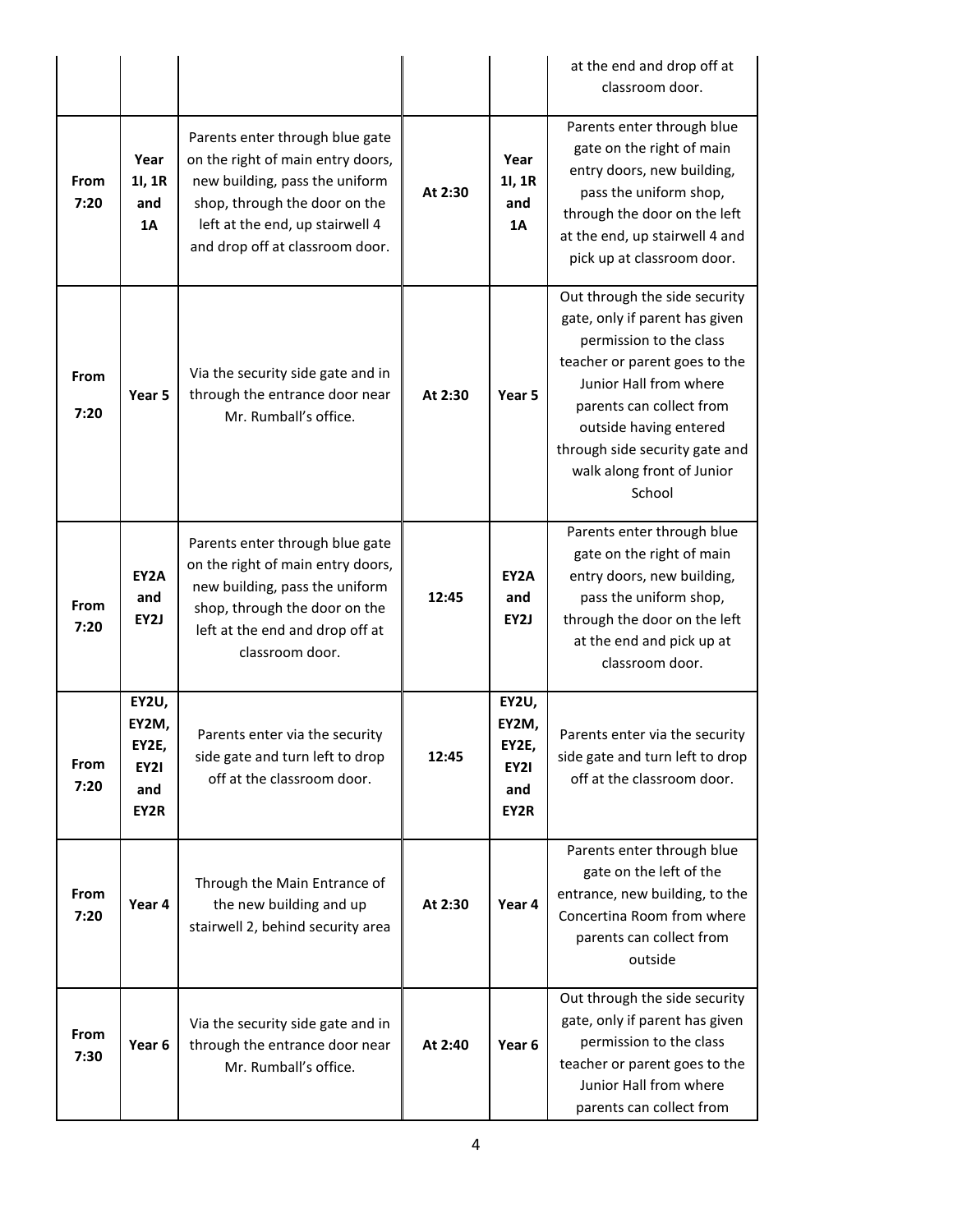| | | | | | at the end and drop off at classroom door. |
|---|---|---|---|---|---|
| **From 7:20** | **Year 1I, 1R and 1A** | Parents enter through blue gate on the right of main entry doors, new building, pass the uniform shop, through the door on the left at the end, up stairwell 4 and drop off at classroom door. | **At 2:30** | **Year 1I, 1R and 1A** | Parents enter through blue gate on the right of main entry doors, new building, pass the uniform shop, through the door on the left at the end, up stairwell 4 and pick up at classroom door. |
| **From 7:20** | **Year 5** | Via the security side gate and in through the entrance door near Mr. Rumball's office. | **At 2:30** | **Year 5** | Out through the side security gate, only if parent has given permission to the class teacher or parent goes to the Junior Hall from where parents can collect from outside having entered through side security gate and walk along front of Junior School |
| **From 7:20** | **EY2A and EY2J** | Parents enter through blue gate on the right of main entry doors, new building, pass the uniform shop, through the door on the left at the end and drop off at classroom door. | **12:45** | **EY2A and EY2J** | Parents enter through blue gate on the right of main entry doors, new building, pass the uniform shop, through the door on the left at the end and pick up at classroom door. |
| **From 7:20** | **EY2U, EY2M, EY2E, EY2I and EY2R** | Parents enter via the security side gate and turn left to drop off at the classroom door. | **12:45** | **EY2U, EY2M, EY2E, EY2I and EY2R** | Parents enter via the security side gate and turn left to drop off at the classroom door. |
| **From 7:20** | **Year 4** | Through the Main Entrance of the new building and up stairwell 2, behind security area | **At 2:30** | **Year 4** | Parents enter through blue gate on the left of the entrance, new building, to the Concertina Room from where parents can collect from outside |
| **From 7:30** | **Year 6** | Via the security side gate and in through the entrance door near Mr. Rumball's office. | **At 2:40** | **Year 6** | Out through the side security gate, only if parent has given permission to the class teacher or parent goes to the Junior Hall from where parents can collect from |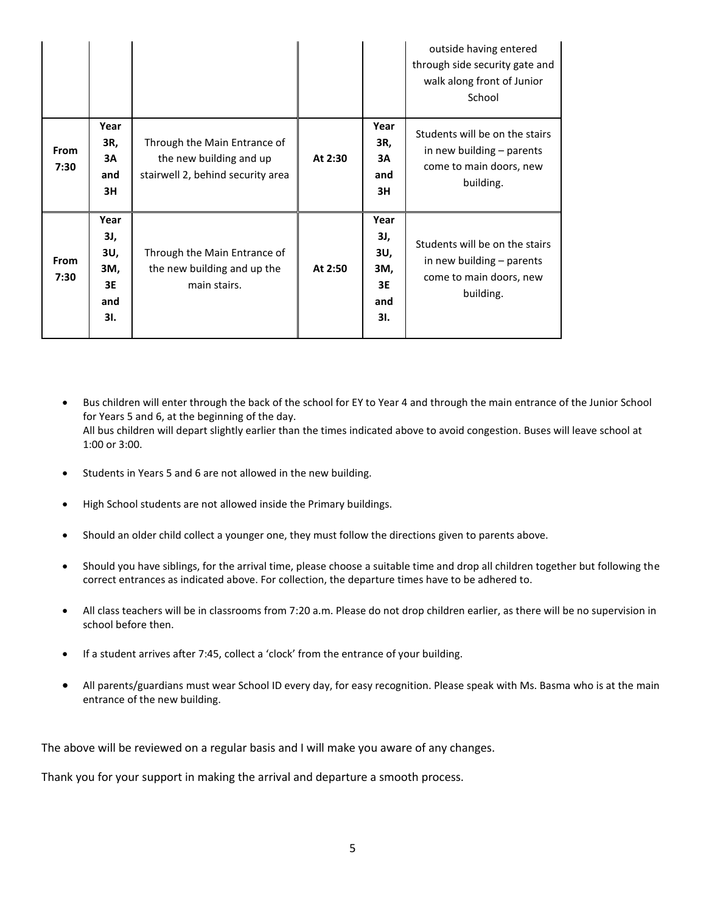|  |  |  |  |  |  |
|---|---|---|---|---|---|
|  |  |  |  |  | outside having entered through side security gate and walk along front of Junior School |
| **From 7:30** | **Year 3R, 3A and 3H** | Through the Main Entrance of the new building and up stairwell 2, behind security area | **At 2:30** | **Year 3R, 3A and 3H** | Students will be on the stairs in new building – parents come to main doors, new building. |
| **From 7:30** | **Year 3J, 3U, 3M, 3E and 3I.** | Through the Main Entrance of the new building and up the main stairs. | **At 2:50** | **Year 3J, 3U, 3M, 3E and 3I.** | Students will be on the stairs in new building – parents come to main doors, new building. |

- Bus children will enter through the back of the school for EY to Year 4 and through the main entrance of the Junior School for Years 5 and 6, at the beginning of the day.
  All bus children will depart slightly earlier than the times indicated above to avoid congestion. Buses will leave school at 1:00 or 3:00.
- Students in Years 5 and 6 are not allowed in the new building.
- High School students are not allowed inside the Primary buildings.
- Should an older child collect a younger one, they must follow the directions given to parents above.
- Should you have siblings, for the arrival time, please choose a suitable time and drop all children together but following the correct entrances as indicated above. For collection, the departure times have to be adhered to.
- All class teachers will be in classrooms from 7:20 a.m. Please do not drop children earlier, as there will be no supervision in school before then.
- If a student arrives after 7:45, collect a 'clock' from the entrance of your building.
- All parents/guardians must wear School ID every day, for easy recognition. Please speak with Ms. Basma who is at the main entrance of the new building.

The above will be reviewed on a regular basis and I will make you aware of any changes.

Thank you for your support in making the arrival and departure a smooth process.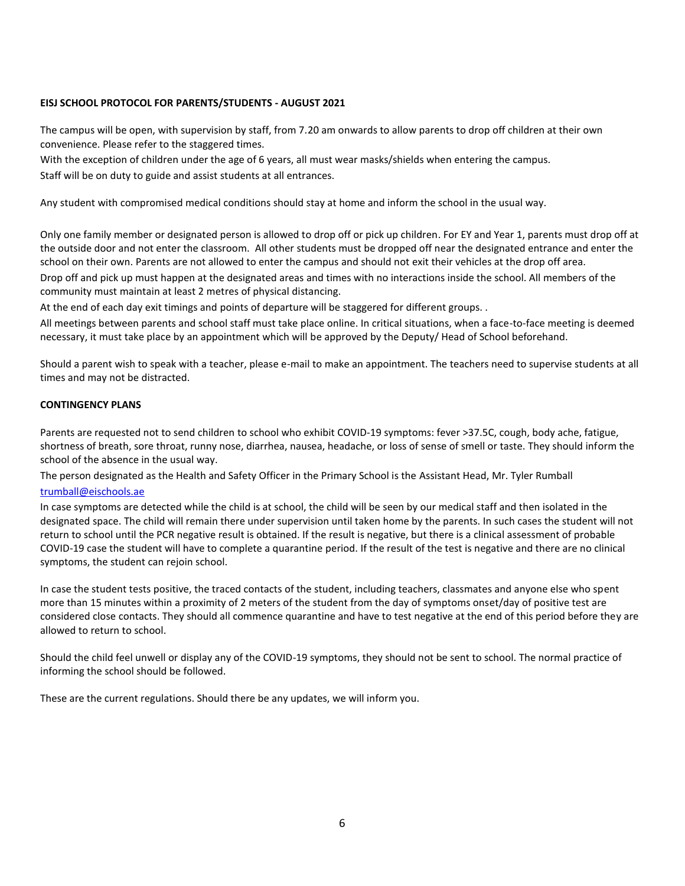**EISJ SCHOOL PROTOCOL FOR PARENTS/STUDENTS - AUGUST 2021**

The campus will be open, with supervision by staff, from 7.20 am onwards to allow parents to drop off children at their own convenience. Please refer to the staggered times.

With the exception of children under the age of 6 years, all must wear masks/shields when entering the campus.

Staff will be on duty to guide and assist students at all entrances.

Any student with compromised medical conditions should stay at home and inform the school in the usual way.

Only one family member or designated person is allowed to drop off or pick up children. For EY and Year 1, parents must drop off at the outside door and not enter the classroom. All other students must be dropped off near the designated entrance and enter the school on their own. Parents are not allowed to enter the campus and should not exit their vehicles at the drop off area.

Drop off and pick up must happen at the designated areas and times with no interactions inside the school. All members of the community must maintain at least 2 metres of physical distancing.

At the end of each day exit timings and points of departure will be staggered for different groups. .

All meetings between parents and school staff must take place online. In critical situations, when a face-to-face meeting is deemed necessary, it must take place by an appointment which will be approved by the Deputy/ Head of School beforehand.

Should a parent wish to speak with a teacher, please e-mail to make an appointment. The teachers need to supervise students at all times and may not be distracted.

**CONTINGENCY PLANS**

Parents are requested not to send children to school who exhibit COVID-19 symptoms: fever >37.5C, cough, body ache, fatigue, shortness of breath, sore throat, runny nose, diarrhea, nausea, headache, or loss of sense of smell or taste. They should inform the school of the absence in the usual way.

The person designated as the Health and Safety Officer in the Primary School is the Assistant Head, Mr. Tyler Rumball
trumball@eischools.ae

In case symptoms are detected while the child is at school, the child will be seen by our medical staff and then isolated in the designated space. The child will remain there under supervision until taken home by the parents. In such cases the student will not return to school until the PCR negative result is obtained. If the result is negative, but there is a clinical assessment of probable COVID-19 case the student will have to complete a quarantine period. If the result of the test is negative and there are no clinical symptoms, the student can rejoin school.

In case the student tests positive, the traced contacts of the student, including teachers, classmates and anyone else who spent more than 15 minutes within a proximity of 2 meters of the student from the day of symptoms onset/day of positive test are considered close contacts. They should all commence quarantine and have to test negative at the end of this period before they are allowed to return to school.

Should the child feel unwell or display any of the COVID-19 symptoms, they should not be sent to school. The normal practice of informing the school should be followed.

These are the current regulations. Should there be any updates, we will inform you.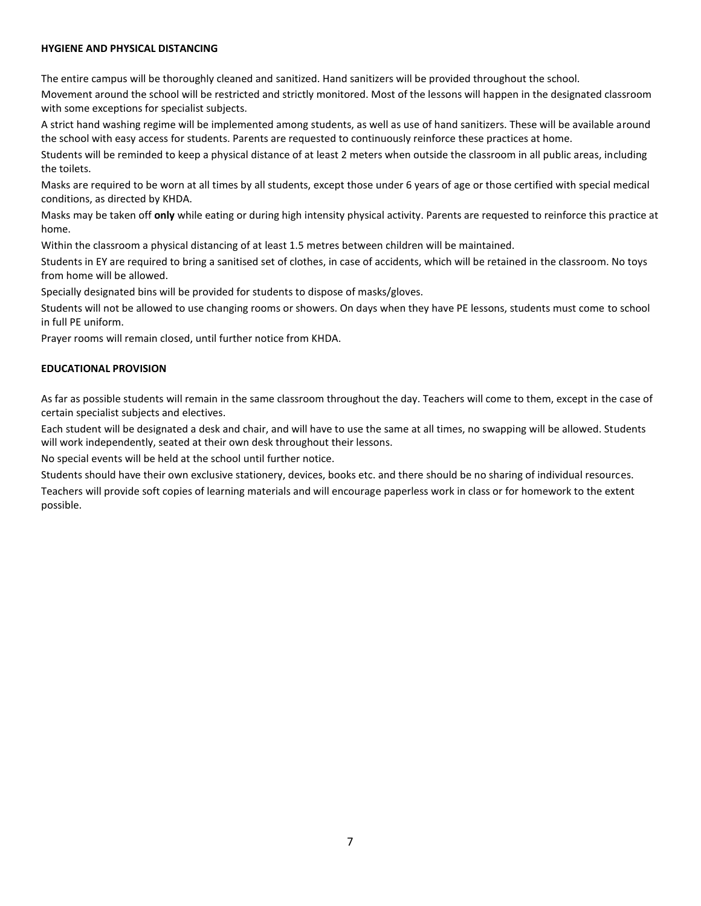## HYGIENE AND PHYSICAL DISTANCING

The entire campus will be thoroughly cleaned and sanitized. Hand sanitizers will be provided throughout the school.

Movement around the school will be restricted and strictly monitored. Most of the lessons will happen in the designated classroom with some exceptions for specialist subjects.

A strict hand washing regime will be implemented among students, as well as use of hand sanitizers. These will be available around the school with easy access for students. Parents are requested to continuously reinforce these practices at home.

Students will be reminded to keep a physical distance of at least 2 meters when outside the classroom in all public areas, including the toilets.

Masks are required to be worn at all times by all students, except those under 6 years of age or those certified with special medical conditions, as directed by KHDA.

Masks may be taken off **only** while eating or during high intensity physical activity. Parents are requested to reinforce this practice at home.

Within the classroom a physical distancing of at least 1.5 metres between children will be maintained.

Students in EY are required to bring a sanitised set of clothes, in case of accidents, which will be retained in the classroom. No toys from home will be allowed.

Specially designated bins will be provided for students to dispose of masks/gloves.

Students will not be allowed to use changing rooms or showers. On days when they have PE lessons, students must come to school in full PE uniform.

Prayer rooms will remain closed, until further notice from KHDA.

## EDUCATIONAL PROVISION

As far as possible students will remain in the same classroom throughout the day. Teachers will come to them, except in the case of certain specialist subjects and electives.

Each student will be designated a desk and chair, and will have to use the same at all times, no swapping will be allowed. Students will work independently, seated at their own desk throughout their lessons.

No special events will be held at the school until further notice.

Students should have their own exclusive stationery, devices, books etc. and there should be no sharing of individual resources.

Teachers will provide soft copies of learning materials and will encourage paperless work in class or for homework to the extent possible.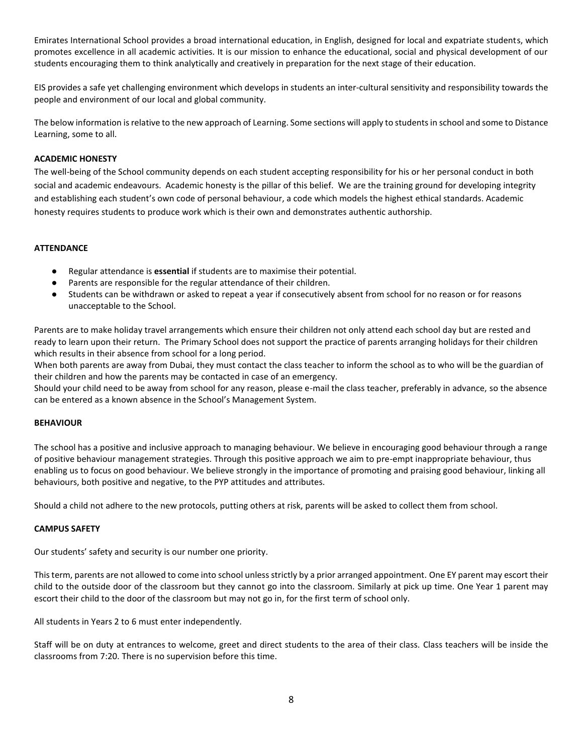Emirates International School provides a broad international education, in English, designed for local and expatriate students, which promotes excellence in all academic activities. It is our mission to enhance the educational, social and physical development of our students encouraging them to think analytically and creatively in preparation for the next stage of their education.

EIS provides a safe yet challenging environment which develops in students an inter-cultural sensitivity and responsibility towards the people and environment of our local and global community.

The below information is relative to the new approach of Learning. Some sections will apply to students in school and some to Distance Learning, some to all.

## ACADEMIC HONESTY

The well-being of the School community depends on each student accepting responsibility for his or her personal conduct in both social and academic endeavours. Academic honesty is the pillar of this belief. We are the training ground for developing integrity and establishing each student's own code of personal behaviour, a code which models the highest ethical standards. Academic honesty requires students to produce work which is their own and demonstrates authentic authorship.

## ATTENDANCE

- Regular attendance is **essential** if students are to maximise their potential.
- Parents are responsible for the regular attendance of their children.
- Students can be withdrawn or asked to repeat a year if consecutively absent from school for no reason or for reasons unacceptable to the School.

Parents are to make holiday travel arrangements which ensure their children not only attend each school day but are rested and ready to learn upon their return. The Primary School does not support the practice of parents arranging holidays for their children which results in their absence from school for a long period.
When both parents are away from Dubai, they must contact the class teacher to inform the school as to who will be the guardian of their children and how the parents may be contacted in case of an emergency.
Should your child need to be away from school for any reason, please e-mail the class teacher, preferably in advance, so the absence can be entered as a known absence in the School's Management System.

## BEHAVIOUR

The school has a positive and inclusive approach to managing behaviour. We believe in encouraging good behaviour through a range of positive behaviour management strategies. Through this positive approach we aim to pre-empt inappropriate behaviour, thus enabling us to focus on good behaviour. We believe strongly in the importance of promoting and praising good behaviour, linking all behaviours, both positive and negative, to the PYP attitudes and attributes.

Should a child not adhere to the new protocols, putting others at risk, parents will be asked to collect them from school.

## CAMPUS SAFETY

Our students' safety and security is our number one priority.

This term, parents are not allowed to come into school unless strictly by a prior arranged appointment. One EY parent may escort their child to the outside door of the classroom but they cannot go into the classroom. Similarly at pick up time. One Year 1 parent may escort their child to the door of the classroom but may not go in, for the first term of school only.

All students in Years 2 to 6 must enter independently.

Staff will be on duty at entrances to welcome, greet and direct students to the area of their class. Class teachers will be inside the classrooms from 7:20. There is no supervision before this time.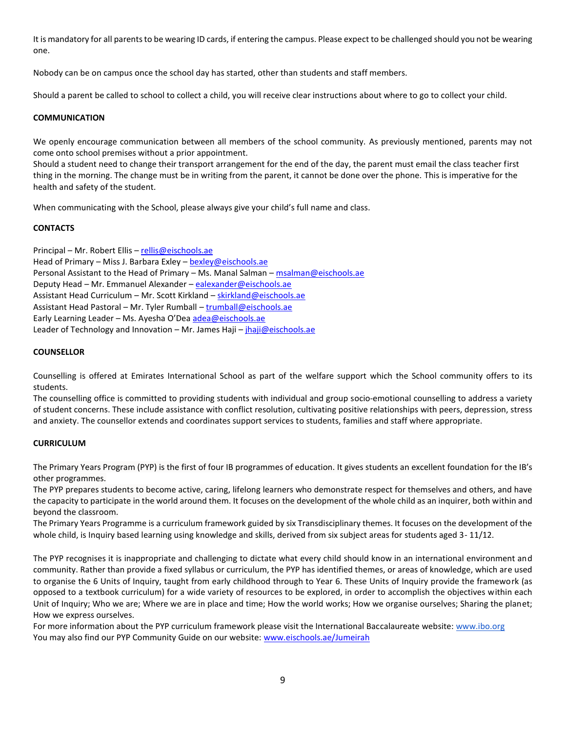It is mandatory for all parents to be wearing ID cards, if entering the campus. Please expect to be challenged should you not be wearing one.

Nobody can be on campus once the school day has started, other than students and staff members.

Should a parent be called to school to collect a child, you will receive clear instructions about where to go to collect your child.

**COMMUNICATION**

We openly encourage communication between all members of the school community. As previously mentioned, parents may not come onto school premises without a prior appointment.
Should a student need to change their transport arrangement for the end of the day, the parent must email the class teacher first thing in the morning. The change must be in writing from the parent, it cannot be done over the phone. This is imperative for the health and safety of the student.

When communicating with the School, please always give your child's full name and class.

**CONTACTS**

Principal – Mr. Robert Ellis – rellis@eischools.ae
Head of Primary – Miss J. Barbara Exley – bexley@eischools.ae
Personal Assistant to the Head of Primary – Ms. Manal Salman – msalman@eischools.ae
Deputy Head – Mr. Emmanuel Alexander – ealexander@eischools.ae
Assistant Head Curriculum – Mr. Scott Kirkland – skirkland@eischools.ae
Assistant Head Pastoral – Mr. Tyler Rumball – trumball@eischools.ae
Early Learning Leader – Ms. Ayesha O'Dea adea@eischools.ae
Leader of Technology and Innovation – Mr. James Haji – jhaji@eischools.ae

**COUNSELLOR**

Counselling is offered at Emirates International School as part of the welfare support which the School community offers to its students.
The counselling office is committed to providing students with individual and group socio-emotional counselling to address a variety of student concerns. These include assistance with conflict resolution, cultivating positive relationships with peers, depression, stress and anxiety. The counsellor extends and coordinates support services to students, families and staff where appropriate.

**CURRICULUM**

The Primary Years Program (PYP) is the first of four IB programmes of education. It gives students an excellent foundation for the IB's other programmes.
The PYP prepares students to become active, caring, lifelong learners who demonstrate respect for themselves and others, and have the capacity to participate in the world around them. It focuses on the development of the whole child as an inquirer, both within and beyond the classroom.
The Primary Years Programme is a curriculum framework guided by six Transdisciplinary themes. It focuses on the development of the whole child, is Inquiry based learning using knowledge and skills, derived from six subject areas for students aged 3- 11/12.

The PYP recognises it is inappropriate and challenging to dictate what every child should know in an international environment and community. Rather than provide a fixed syllabus or curriculum, the PYP has identified themes, or areas of knowledge, which are used to organise the 6 Units of Inquiry, taught from early childhood through to Year 6. These Units of Inquiry provide the framework (as opposed to a textbook curriculum) for a wide variety of resources to be explored, in order to accomplish the objectives within each Unit of Inquiry; Who we are; Where we are in place and time; How the world works; How we organise ourselves; Sharing the planet; How we express ourselves.
For more information about the PYP curriculum framework please visit the International Baccalaureate website: www.ibo.org
You may also find our PYP Community Guide on our website: www.eischools.ae/Jumeirah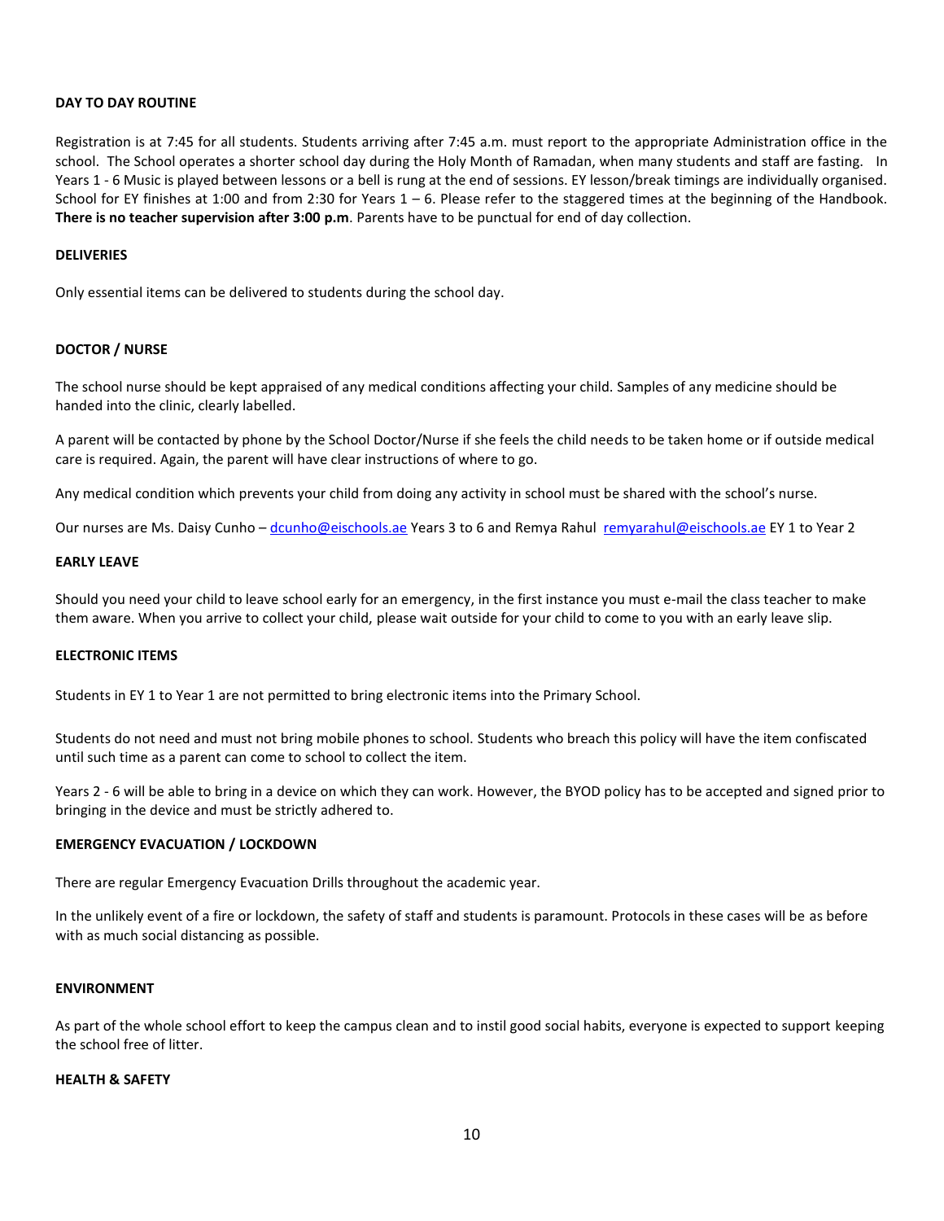**DAY TO DAY ROUTINE**

Registration is at 7:45 for all students. Students arriving after 7:45 a.m. must report to the appropriate Administration office in the school. The School operates a shorter school day during the Holy Month of Ramadan, when many students and staff are fasting. In Years 1 - 6 Music is played between lessons or a bell is rung at the end of sessions. EY lesson/break timings are individually organised. School for EY finishes at 1:00 and from 2:30 for Years 1 – 6. Please refer to the staggered times at the beginning of the Handbook. **There is no teacher supervision after 3:00 p.m**. Parents have to be punctual for end of day collection.

**DELIVERIES**

Only essential items can be delivered to students during the school day.

**DOCTOR / NURSE**

The school nurse should be kept appraised of any medical conditions affecting your child. Samples of any medicine should be handed into the clinic, clearly labelled.

A parent will be contacted by phone by the School Doctor/Nurse if she feels the child needs to be taken home or if outside medical care is required. Again, the parent will have clear instructions of where to go.

Any medical condition which prevents your child from doing any activity in school must be shared with the school's nurse.

Our nurses are Ms. Daisy Cunho – dcunho@eischools.ae Years 3 to 6 and Remya Rahul remyarahul@eischools.ae EY 1 to Year 2

**EARLY LEAVE**

Should you need your child to leave school early for an emergency, in the first instance you must e-mail the class teacher to make them aware. When you arrive to collect your child, please wait outside for your child to come to you with an early leave slip.

**ELECTRONIC ITEMS**

Students in EY 1 to Year 1 are not permitted to bring electronic items into the Primary School.

Students do not need and must not bring mobile phones to school. Students who breach this policy will have the item confiscated until such time as a parent can come to school to collect the item.

Years 2 - 6 will be able to bring in a device on which they can work. However, the BYOD policy has to be accepted and signed prior to bringing in the device and must be strictly adhered to.

**EMERGENCY EVACUATION / LOCKDOWN**

There are regular Emergency Evacuation Drills throughout the academic year.

In the unlikely event of a fire or lockdown, the safety of staff and students is paramount. Protocols in these cases will be as before with as much social distancing as possible.

**ENVIRONMENT**

As part of the whole school effort to keep the campus clean and to instil good social habits, everyone is expected to support keeping the school free of litter.

**HEALTH & SAFETY**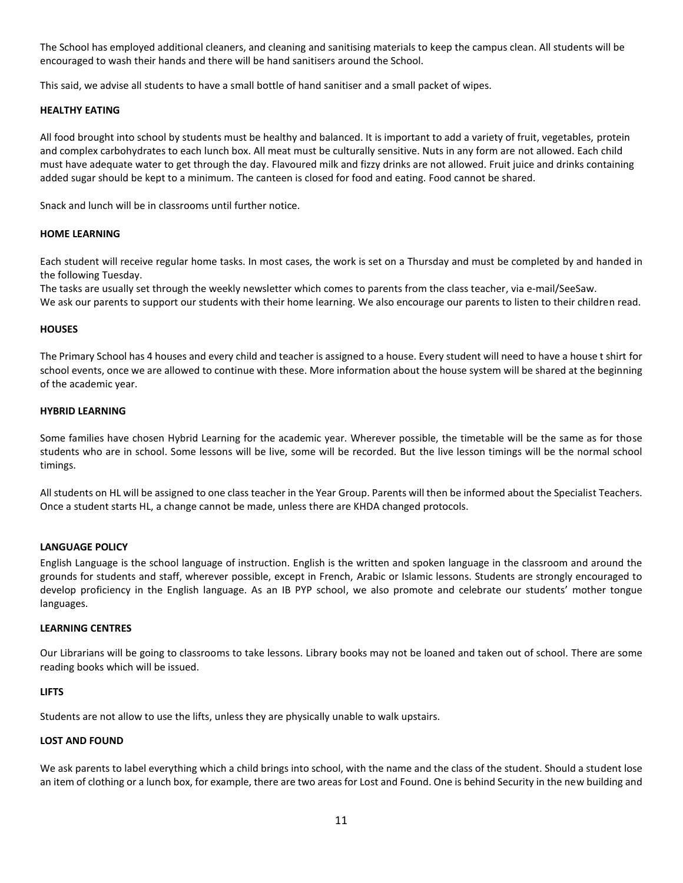The School has employed additional cleaners, and cleaning and sanitising materials to keep the campus clean. All students will be encouraged to wash their hands and there will be hand sanitisers around the School.

This said, we advise all students to have a small bottle of hand sanitiser and a small packet of wipes.

**HEALTHY EATING**

All food brought into school by students must be healthy and balanced. It is important to add a variety of fruit, vegetables, protein and complex carbohydrates to each lunch box. All meat must be culturally sensitive. Nuts in any form are not allowed. Each child must have adequate water to get through the day. Flavoured milk and fizzy drinks are not allowed. Fruit juice and drinks containing added sugar should be kept to a minimum. The canteen is closed for food and eating. Food cannot be shared.

Snack and lunch will be in classrooms until further notice.

**HOME LEARNING**

Each student will receive regular home tasks. In most cases, the work is set on a Thursday and must be completed by and handed in the following Tuesday.
The tasks are usually set through the weekly newsletter which comes to parents from the class teacher, via e-mail/SeeSaw.
We ask our parents to support our students with their home learning. We also encourage our parents to listen to their children read.

**HOUSES**

The Primary School has 4 houses and every child and teacher is assigned to a house. Every student will need to have a house t shirt for school events, once we are allowed to continue with these. More information about the house system will be shared at the beginning of the academic year.

**HYBRID LEARNING**

Some families have chosen Hybrid Learning for the academic year. Wherever possible, the timetable will be the same as for those students who are in school. Some lessons will be live, some will be recorded. But the live lesson timings will be the normal school timings.

All students on HL will be assigned to one class teacher in the Year Group. Parents will then be informed about the Specialist Teachers. Once a student starts HL, a change cannot be made, unless there are KHDA changed protocols.

**LANGUAGE POLICY**

English Language is the school language of instruction. English is the written and spoken language in the classroom and around the grounds for students and staff, wherever possible, except in French, Arabic or Islamic lessons. Students are strongly encouraged to develop proficiency in the English language. As an IB PYP school, we also promote and celebrate our students' mother tongue languages.

**LEARNING CENTRES**

Our Librarians will be going to classrooms to take lessons. Library books may not be loaned and taken out of school. There are some reading books which will be issued.

**LIFTS**

Students are not allow to use the lifts, unless they are physically unable to walk upstairs.

**LOST AND FOUND**

We ask parents to label everything which a child brings into school, with the name and the class of the student. Should a student lose an item of clothing or a lunch box, for example, there are two areas for Lost and Found. One is behind Security in the new building and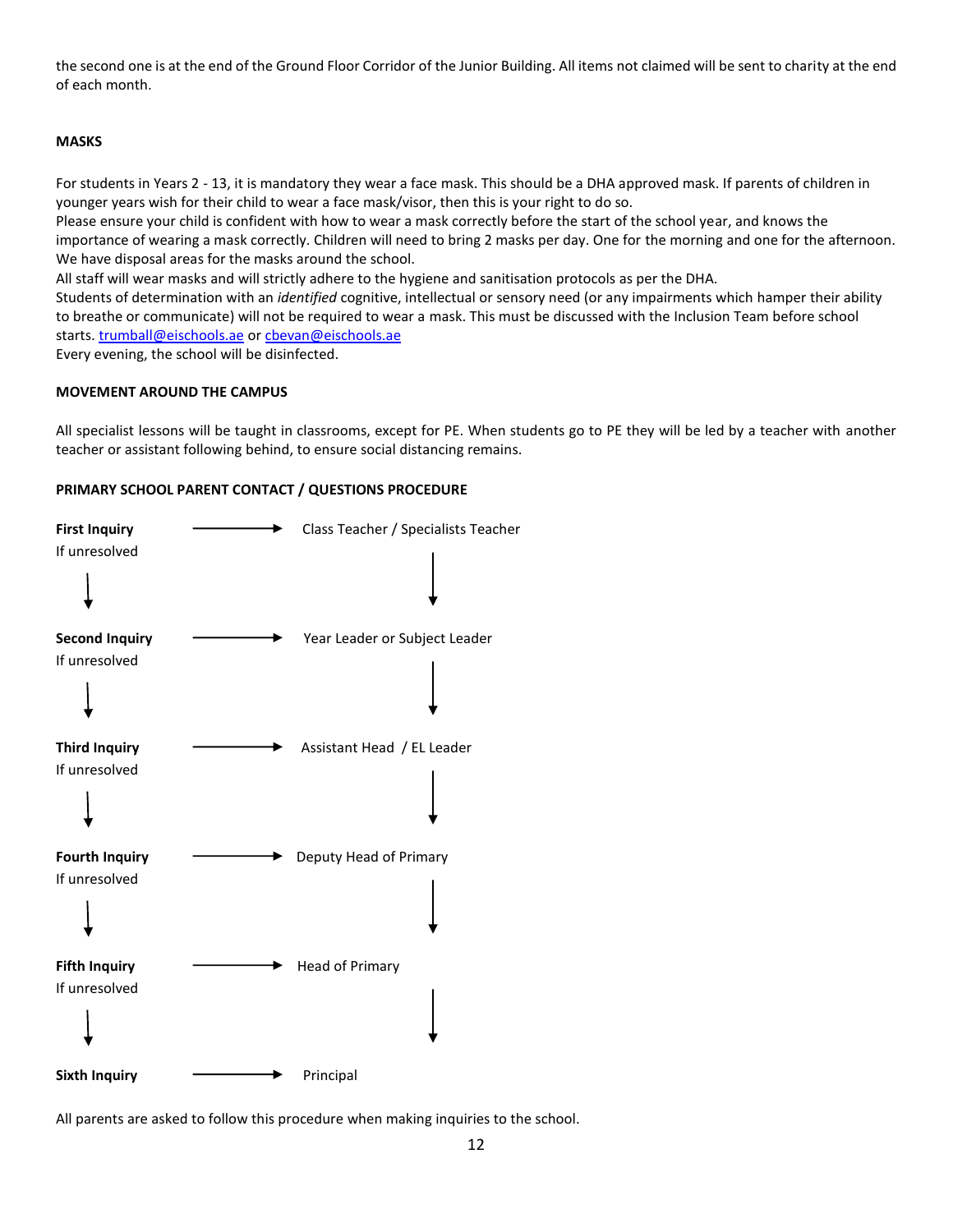the second one is at the end of the Ground Floor Corridor of the Junior Building. All items not claimed will be sent to charity at the end of each month.

**MASKS**

For students in Years 2 - 13, it is mandatory they wear a face mask. This should be a DHA approved mask. If parents of children in younger years wish for their child to wear a face mask/visor, then this is your right to do so.
Please ensure your child is confident with how to wear a mask correctly before the start of the school year, and knows the importance of wearing a mask correctly. Children will need to bring 2 masks per day. One for the morning and one for the afternoon. We have disposal areas for the masks around the school.
All staff will wear masks and will strictly adhere to the hygiene and sanitisation protocols as per the DHA.
Students of determination with an *identified* cognitive, intellectual or sensory need (or any impairments which hamper their ability to breathe or communicate) will not be required to wear a mask. This must be discussed with the Inclusion Team before school starts. trumball@eischools.ae or cbevan@eischools.ae
Every evening, the school will be disinfected.

**MOVEMENT AROUND THE CAMPUS**

All specialist lessons will be taught in classrooms, except for PE. When students go to PE they will be led by a teacher with another teacher or assistant following behind, to ensure social distancing remains.

**PRIMARY SCHOOL PARENT CONTACT / QUESTIONS PROCEDURE**

**First Inquiry** → Class Teacher / Specialists Teacher
If unresolved ↓

**Second Inquiry** → Year Leader or Subject Leader
If unresolved ↓

**Third Inquiry** → Assistant Head / EL Leader
If unresolved ↓

**Fourth Inquiry** → Deputy Head of Primary
If unresolved ↓

**Fifth Inquiry** → Head of Primary
If unresolved ↓

**Sixth Inquiry** → Principal

All parents are asked to follow this procedure when making inquiries to the school.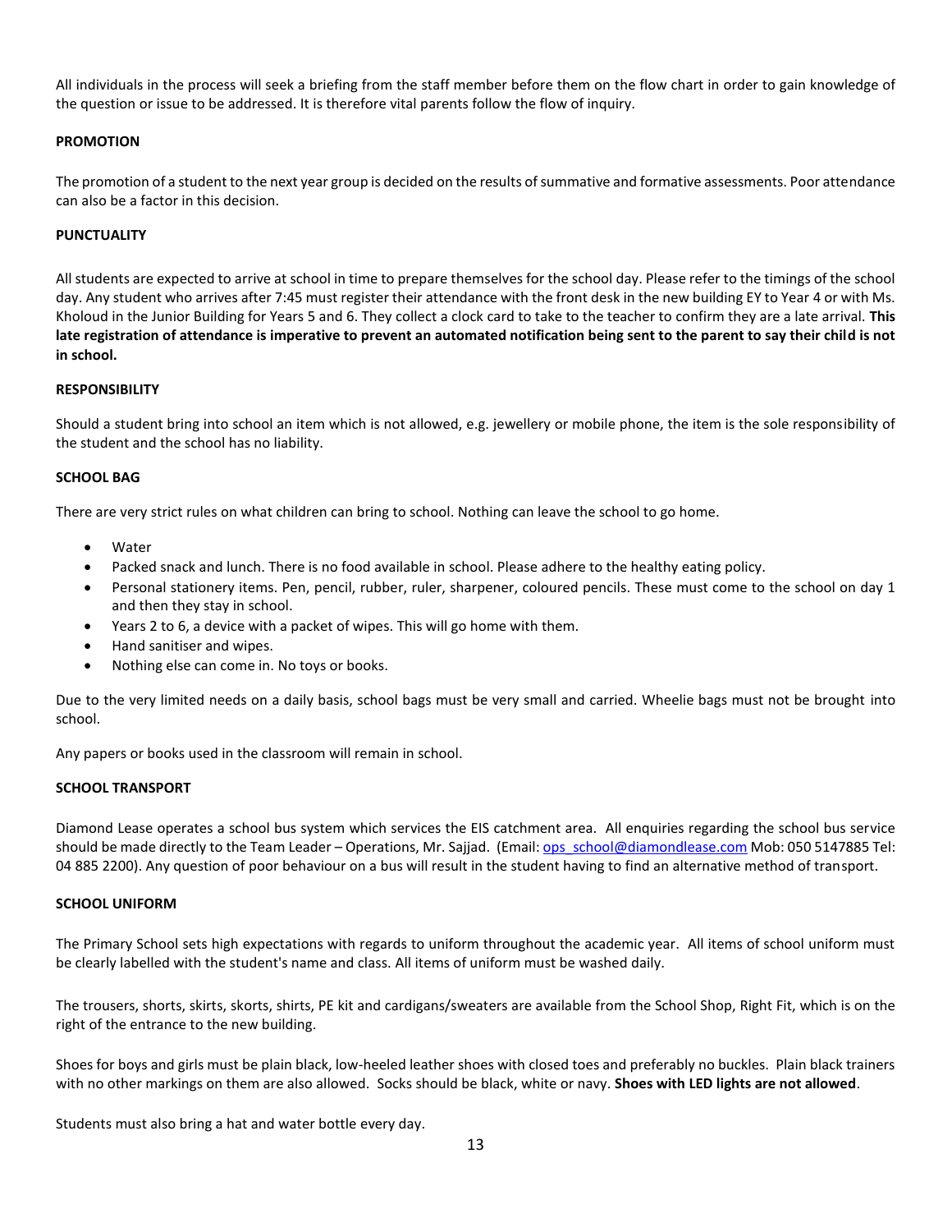All individuals in the process will seek a briefing from the staff member before them on the flow chart in order to gain knowledge of the question or issue to be addressed. It is therefore vital parents follow the flow of inquiry.

**PROMOTION**

The promotion of a student to the next year group is decided on the results of summative and formative assessments. Poor attendance can also be a factor in this decision.

**PUNCTUALITY**

All students are expected to arrive at school in time to prepare themselves for the school day. Please refer to the timings of the school day. Any student who arrives after 7:45 must register their attendance with the front desk in the new building EY to Year 4 or with Ms. Kholoud in the Junior Building for Years 5 and 6. They collect a clock card to take to the teacher to confirm they are a late arrival. **This late registration of attendance is imperative to prevent an automated notification being sent to the parent to say their child is not in school.**

**RESPONSIBILITY**

Should a student bring into school an item which is not allowed, e.g. jewellery or mobile phone, the item is the sole responsibility of the student and the school has no liability.

**SCHOOL BAG**

There are very strict rules on what children can bring to school. Nothing can leave the school to go home.

- Water
- Packed snack and lunch. There is no food available in school. Please adhere to the healthy eating policy.
- Personal stationery items. Pen, pencil, rubber, ruler, sharpener, coloured pencils. These must come to the school on day 1 and then they stay in school.
- Years 2 to 6, a device with a packet of wipes. This will go home with them.
- Hand sanitiser and wipes.
- Nothing else can come in. No toys or books.

Due to the very limited needs on a daily basis, school bags must be very small and carried. Wheelie bags must not be brought into school.

Any papers or books used in the classroom will remain in school.

**SCHOOL TRANSPORT**

Diamond Lease operates a school bus system which services the EIS catchment area. All enquiries regarding the school bus service should be made directly to the Team Leader – Operations, Mr. Sajjad. (Email: ops_school@diamondlease.com Mob: 050 5147885 Tel: 04 885 2200). Any question of poor behaviour on a bus will result in the student having to find an alternative method of transport.

**SCHOOL UNIFORM**

The Primary School sets high expectations with regards to uniform throughout the academic year. All items of school uniform must be clearly labelled with the student's name and class. All items of uniform must be washed daily.

The trousers, shorts, skirts, skorts, shirts, PE kit and cardigans/sweaters are available from the School Shop, Right Fit, which is on the right of the entrance to the new building.

Shoes for boys and girls must be plain black, low-heeled leather shoes with closed toes and preferably no buckles. Plain black trainers with no other markings on them are also allowed. Socks should be black, white or navy. **Shoes with LED lights are not allowed**.

Students must also bring a hat and water bottle every day.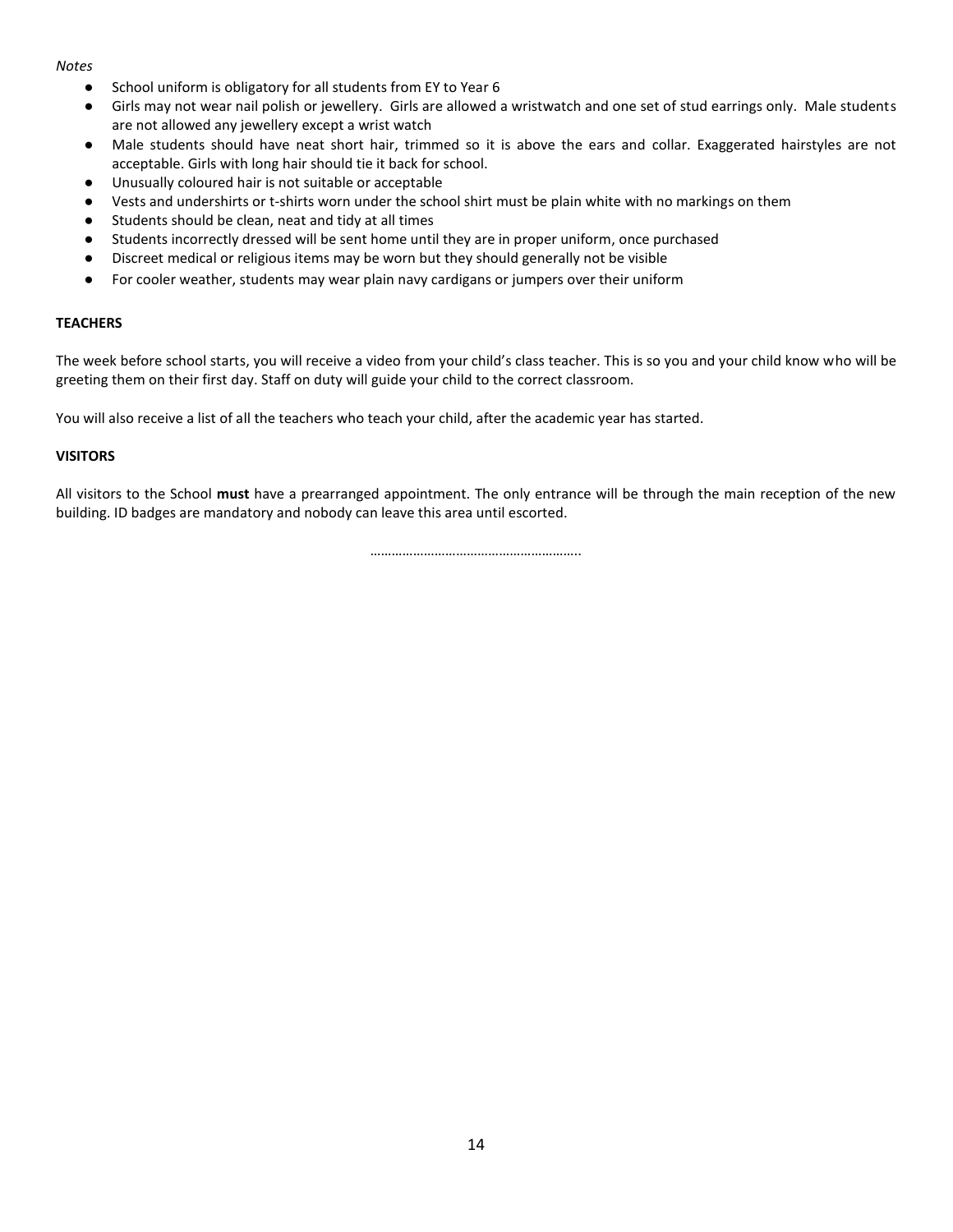*Notes*

- School uniform is obligatory for all students from EY to Year 6
- Girls may not wear nail polish or jewellery. Girls are allowed a wristwatch and one set of stud earrings only. Male students are not allowed any jewellery except a wrist watch
- Male students should have neat short hair, trimmed so it is above the ears and collar. Exaggerated hairstyles are not acceptable. Girls with long hair should tie it back for school.
- Unusually coloured hair is not suitable or acceptable
- Vests and undershirts or t-shirts worn under the school shirt must be plain white with no markings on them
- Students should be clean, neat and tidy at all times
- Students incorrectly dressed will be sent home until they are in proper uniform, once purchased
- Discreet medical or religious items may be worn but they should generally not be visible
- For cooler weather, students may wear plain navy cardigans or jumpers over their uniform

**TEACHERS**

The week before school starts, you will receive a video from your child's class teacher. This is so you and your child know who will be greeting them on their first day. Staff on duty will guide your child to the correct classroom.

You will also receive a list of all the teachers who teach your child, after the academic year has started.

**VISITORS**

All visitors to the School **must** have a prearranged appointment. The only entrance will be through the main reception of the new building. ID badges are mandatory and nobody can leave this area until escorted.

…………………………………………………..